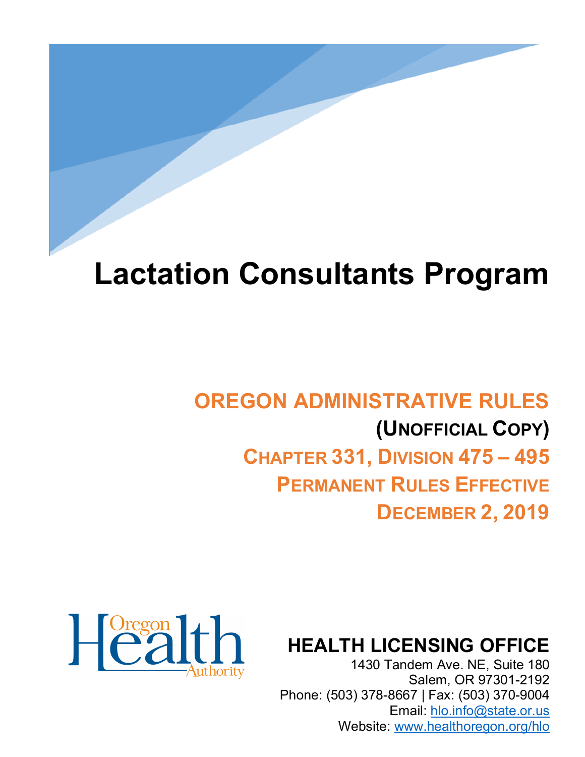# Lactation Consultants Program

## OREGON ADMINISTRATIVE RULES

**(UNOFFICIAL COPY)**

**CHAPTER 331, DIVISION 475 – 495**

**PERMANENT RULES EFFECTIVE**

**DECEMBER 2, 2019**

Oregon Health Authority

**HEALTH LICENSING OFFICE**

1430 Tandem Ave. NE, Suite 180
Salem, OR 97301-2192
Phone: (503) 378-8667 | Fax: (503) 370-9004
Email: hlo.info@state.or.us
Website: www.healthoregon.org/hlo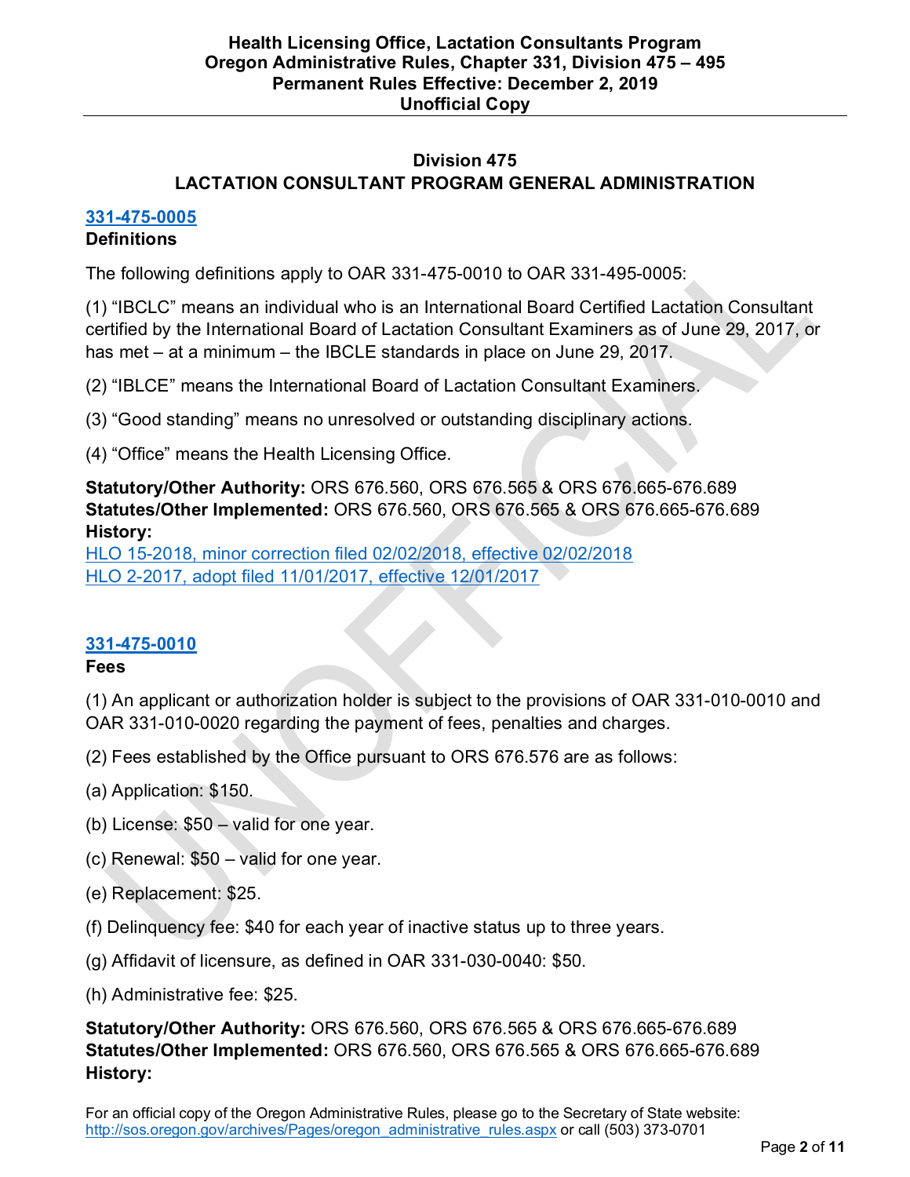## Division 475
## LACTATION CONSULTANT PROGRAM GENERAL ADMINISTRATION

### 331-475-0005
**Definitions**

The following definitions apply to OAR 331-475-0010 to OAR 331-495-0005:

(1) "IBCLC" means an individual who is an International Board Certified Lactation Consultant certified by the International Board of Lactation Consultant Examiners as of June 29, 2017, or has met – at a minimum – the IBCLE standards in place on June 29, 2017.

(2) "IBLCE" means the International Board of Lactation Consultant Examiners.

(3) "Good standing" means no unresolved or outstanding disciplinary actions.

(4) "Office" means the Health Licensing Office.

**Statutory/Other Authority:** ORS 676.560, ORS 676.565 & ORS 676.665-676.689
**Statutes/Other Implemented:** ORS 676.560, ORS 676.565 & ORS 676.665-676.689
**History:**
HLO 15-2018, minor correction filed 02/02/2018, effective 02/02/2018
HLO 2-2017, adopt filed 11/01/2017, effective 12/01/2017

### 331-475-0010
**Fees**

(1) An applicant or authorization holder is subject to the provisions of OAR 331-010-0010 and OAR 331-010-0020 regarding the payment of fees, penalties and charges.

(2) Fees established by the Office pursuant to ORS 676.576 are as follows:

(a) Application: $150.

(b) License: $50 – valid for one year.

(c) Renewal: $50 – valid for one year.

(e) Replacement: $25.

(f) Delinquency fee: $40 for each year of inactive status up to three years.

(g) Affidavit of licensure, as defined in OAR 331-030-0040: $50.

(h) Administrative fee: $25.

**Statutory/Other Authority:** ORS 676.560, ORS 676.565 & ORS 676.665-676.689
**Statutes/Other Implemented:** ORS 676.560, ORS 676.565 & ORS 676.665-676.689
**History:**

For an official copy of the Oregon Administrative Rules, please go to the Secretary of State website: http://sos.oregon.gov/archives/Pages/oregon_administrative_rules.aspx or call (503) 373-0701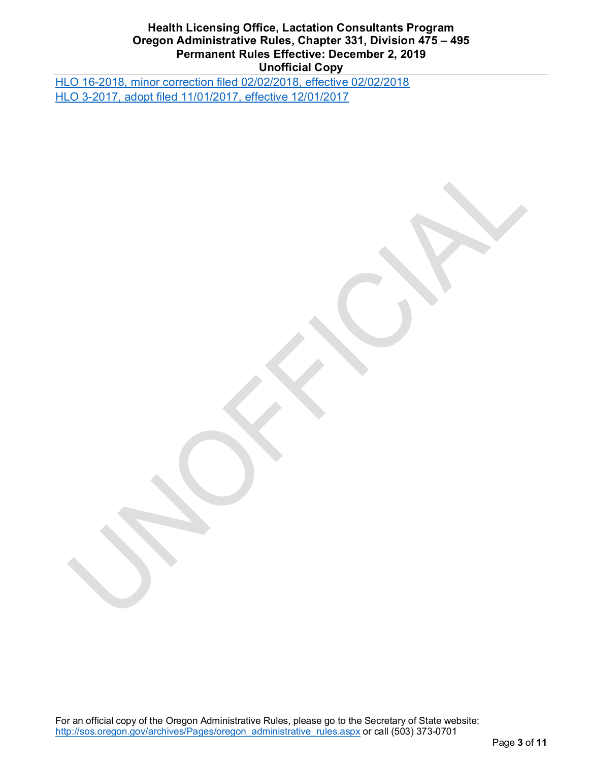[HLO 16-2018, minor correction filed 02/02/2018, effective 02/02/2018](#)
[HLO 3-2017, adopt filed 11/01/2017, effective 12/01/2017](#)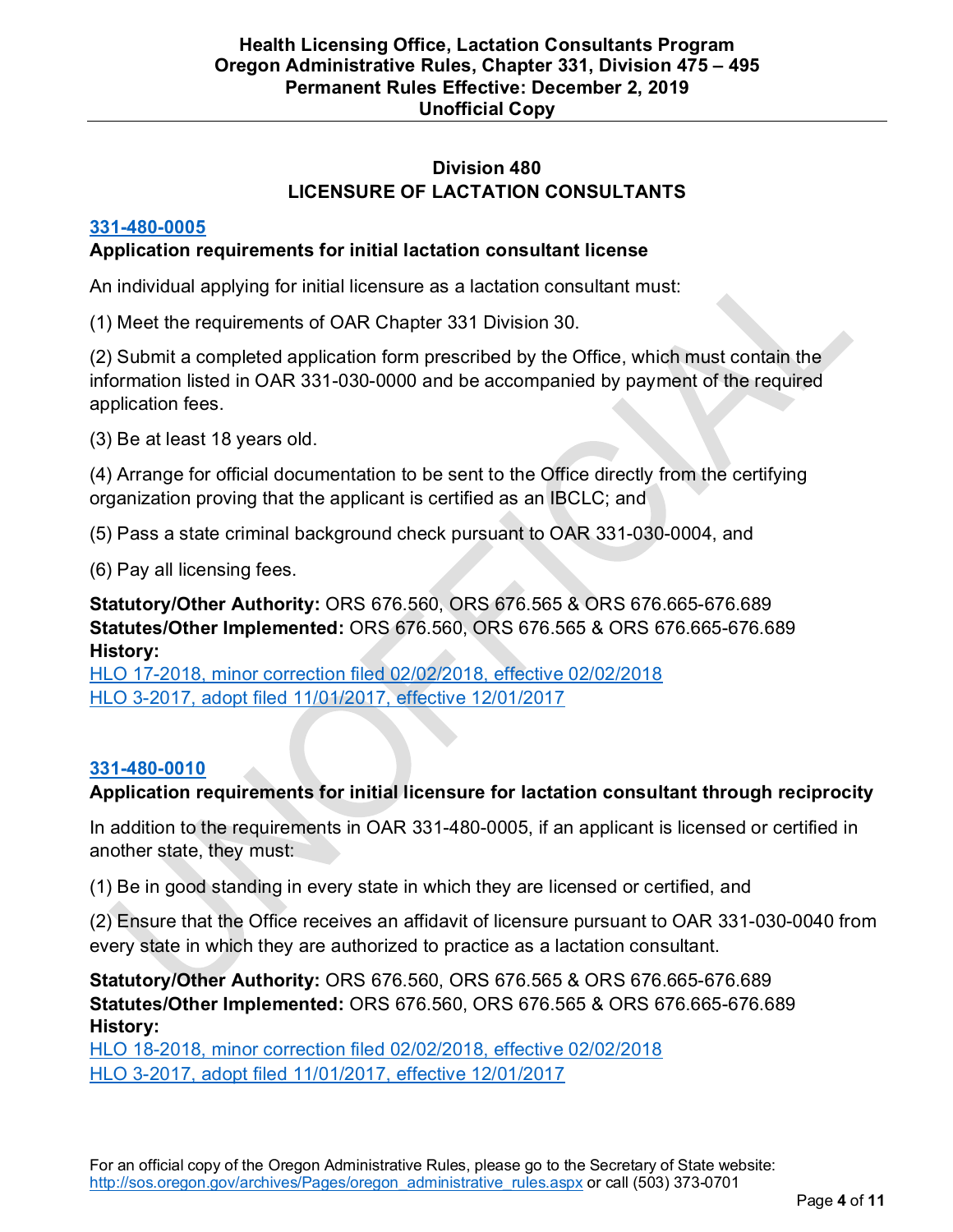## Division 480
## LICENSURE OF LACTATION CONSULTANTS

### 331-480-0005

**Application requirements for initial lactation consultant license**

An individual applying for initial licensure as a lactation consultant must:

(1) Meet the requirements of OAR Chapter 331 Division 30.

(2) Submit a completed application form prescribed by the Office, which must contain the information listed in OAR 331-030-0000 and be accompanied by payment of the required application fees.

(3) Be at least 18 years old.

(4) Arrange for official documentation to be sent to the Office directly from the certifying organization proving that the applicant is certified as an IBCLC; and

(5) Pass a state criminal background check pursuant to OAR 331-030-0004, and

(6) Pay all licensing fees.

**Statutory/Other Authority:** ORS 676.560, ORS 676.565 & ORS 676.665-676.689
**Statutes/Other Implemented:** ORS 676.560, ORS 676.565 & ORS 676.665-676.689
**History:**
HLO 17-2018, minor correction filed 02/02/2018, effective 02/02/2018
HLO 3-2017, adopt filed 11/01/2017, effective 12/01/2017

### 331-480-0010

**Application requirements for initial licensure for lactation consultant through reciprocity**

In addition to the requirements in OAR 331-480-0005, if an applicant is licensed or certified in another state, they must:

(1) Be in good standing in every state in which they are licensed or certified, and

(2) Ensure that the Office receives an affidavit of licensure pursuant to OAR 331-030-0040 from every state in which they are authorized to practice as a lactation consultant.

**Statutory/Other Authority:** ORS 676.560, ORS 676.565 & ORS 676.665-676.689
**Statutes/Other Implemented:** ORS 676.560, ORS 676.565 & ORS 676.665-676.689
**History:**
HLO 18-2018, minor correction filed 02/02/2018, effective 02/02/2018
HLO 3-2017, adopt filed 11/01/2017, effective 12/01/2017

For an official copy of the Oregon Administrative Rules, please go to the Secretary of State website: http://sos.oregon.gov/archives/Pages/oregon_administrative_rules.aspx or call (503) 373-0701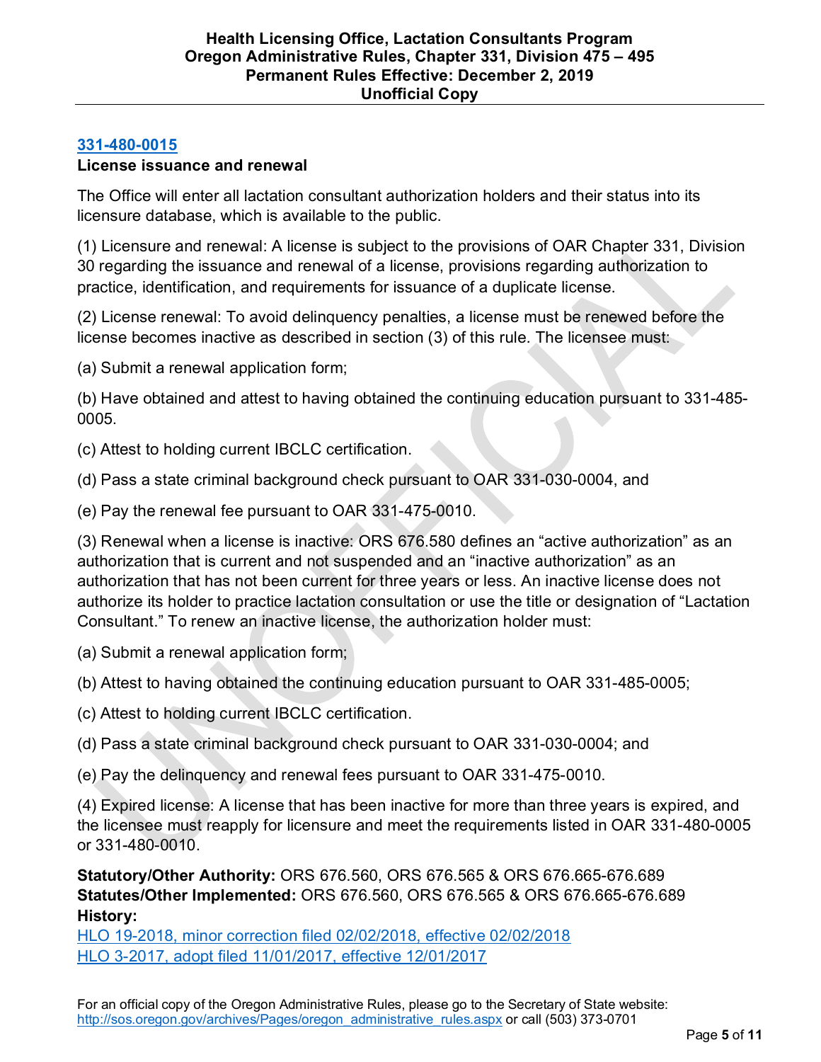## [331-480-0015](#)

**License issuance and renewal**

The Office will enter all lactation consultant authorization holders and their status into its licensure database, which is available to the public.

(1) Licensure and renewal: A license is subject to the provisions of OAR Chapter 331, Division 30 regarding the issuance and renewal of a license, provisions regarding authorization to practice, identification, and requirements for issuance of a duplicate license.

(2) License renewal: To avoid delinquency penalties, a license must be renewed before the license becomes inactive as described in section (3) of this rule. The licensee must:

(a) Submit a renewal application form;

(b) Have obtained and attest to having obtained the continuing education pursuant to 331-485-0005.

(c) Attest to holding current IBCLC certification.

(d) Pass a state criminal background check pursuant to OAR 331-030-0004, and

(e) Pay the renewal fee pursuant to OAR 331-475-0010.

(3) Renewal when a license is inactive: ORS 676.580 defines an "active authorization" as an authorization that is current and not suspended and an "inactive authorization" as an authorization that has not been current for three years or less. An inactive license does not authorize its holder to practice lactation consultation or use the title or designation of "Lactation Consultant." To renew an inactive license, the authorization holder must:

(a) Submit a renewal application form;

(b) Attest to having obtained the continuing education pursuant to OAR 331-485-0005;

(c) Attest to holding current IBCLC certification.

(d) Pass a state criminal background check pursuant to OAR 331-030-0004; and

(e) Pay the delinquency and renewal fees pursuant to OAR 331-475-0010.

(4) Expired license: A license that has been inactive for more than three years is expired, and the licensee must reapply for licensure and meet the requirements listed in OAR 331-480-0005 or 331-480-0010.

**Statutory/Other Authority:** ORS 676.560, ORS 676.565 & ORS 676.665-676.689
**Statutes/Other Implemented:** ORS 676.560, ORS 676.565 & ORS 676.665-676.689
**History:**
HLO 19-2018, minor correction filed 02/02/2018, effective 02/02/2018
HLO 3-2017, adopt filed 11/01/2017, effective 12/01/2017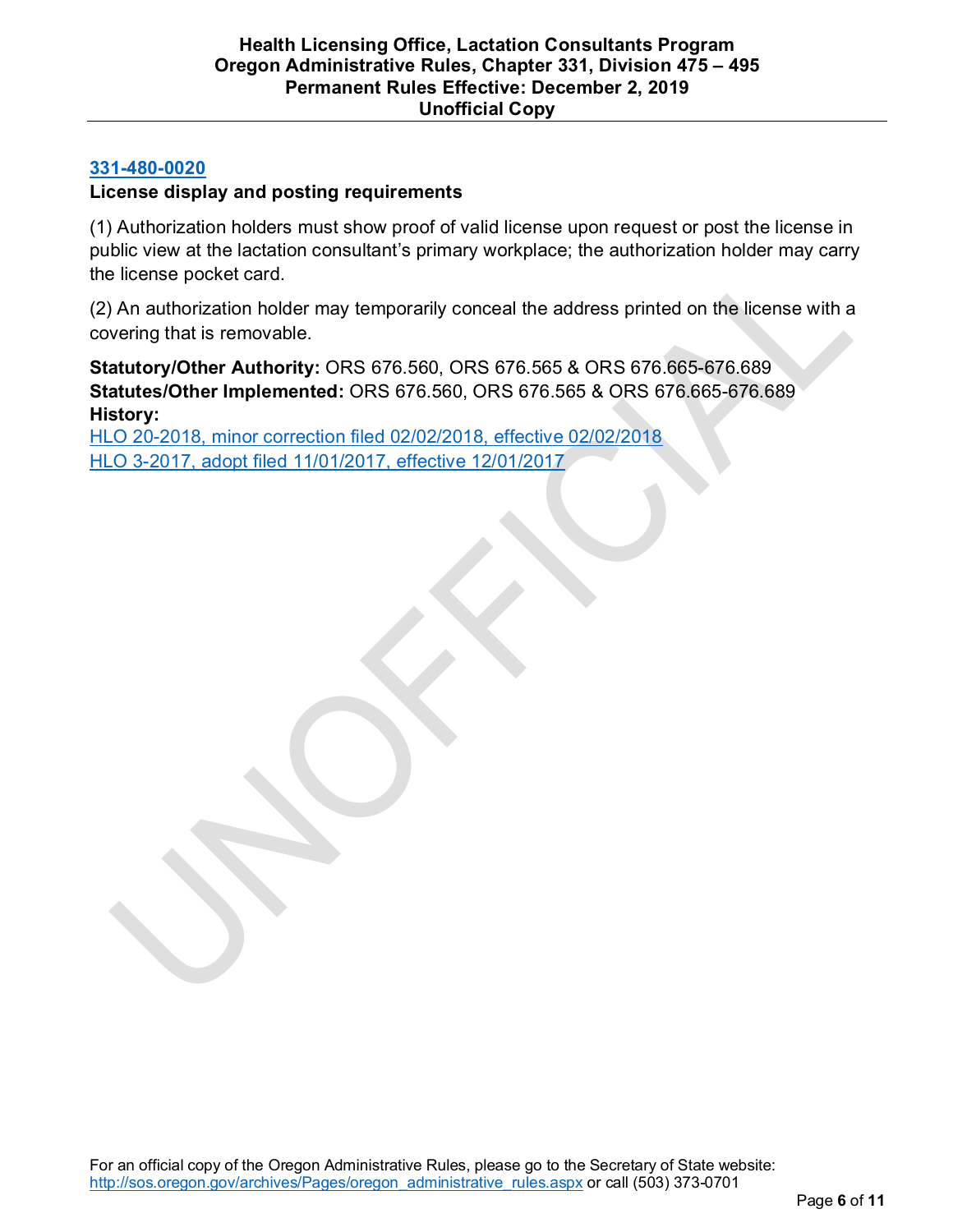### 331-480-0020

**License display and posting requirements**

(1) Authorization holders must show proof of valid license upon request or post the license in public view at the lactation consultant's primary workplace; the authorization holder may carry the license pocket card.

(2) An authorization holder may temporarily conceal the address printed on the license with a covering that is removable.

**Statutory/Other Authority:** ORS 676.560, ORS 676.565 & ORS 676.665-676.689
**Statutes/Other Implemented:** ORS 676.560, ORS 676.565 & ORS 676.665-676.689
**History:**
HLO 20-2018, minor correction filed 02/02/2018, effective 02/02/2018
HLO 3-2017, adopt filed 11/01/2017, effective 12/01/2017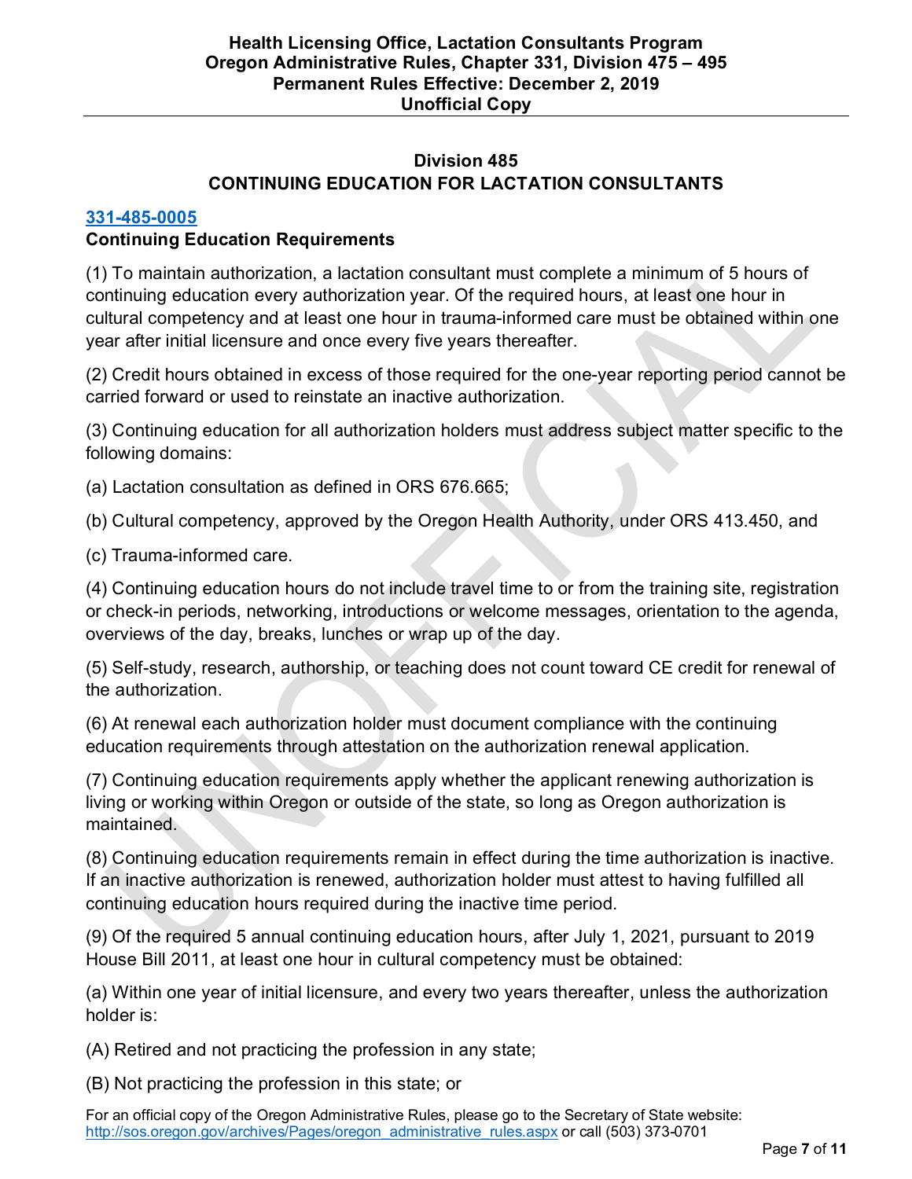## Division 485
## CONTINUING EDUCATION FOR LACTATION CONSULTANTS

### [331-485-0005](331-485-0005)
### Continuing Education Requirements

(1) To maintain authorization, a lactation consultant must complete a minimum of 5 hours of continuing education every authorization year. Of the required hours, at least one hour in cultural competency and at least one hour in trauma-informed care must be obtained within one year after initial licensure and once every five years thereafter.

(2) Credit hours obtained in excess of those required for the one-year reporting period cannot be carried forward or used to reinstate an inactive authorization.

(3) Continuing education for all authorization holders must address subject matter specific to the following domains:

(a) Lactation consultation as defined in ORS 676.665;

(b) Cultural competency, approved by the Oregon Health Authority, under ORS 413.450, and

(c) Trauma-informed care.

(4) Continuing education hours do not include travel time to or from the training site, registration or check-in periods, networking, introductions or welcome messages, orientation to the agenda, overviews of the day, breaks, lunches or wrap up of the day.

(5) Self-study, research, authorship, or teaching does not count toward CE credit for renewal of the authorization.

(6) At renewal each authorization holder must document compliance with the continuing education requirements through attestation on the authorization renewal application.

(7) Continuing education requirements apply whether the applicant renewing authorization is living or working within Oregon or outside of the state, so long as Oregon authorization is maintained.

(8) Continuing education requirements remain in effect during the time authorization is inactive. If an inactive authorization is renewed, authorization holder must attest to having fulfilled all continuing education hours required during the inactive time period.

(9) Of the required 5 annual continuing education hours, after July 1, 2021, pursuant to 2019 House Bill 2011, at least one hour in cultural competency must be obtained:

(a) Within one year of initial licensure, and every two years thereafter, unless the authorization holder is:

(A) Retired and not practicing the profession in any state;

(B) Not practicing the profession in this state; or

For an official copy of the Oregon Administrative Rules, please go to the Secretary of State website: [http://sos.oregon.gov/archives/Pages/oregon_administrative_rules.aspx](http://sos.oregon.gov/archives/Pages/oregon_administrative_rules.aspx) or call (503) 373-0701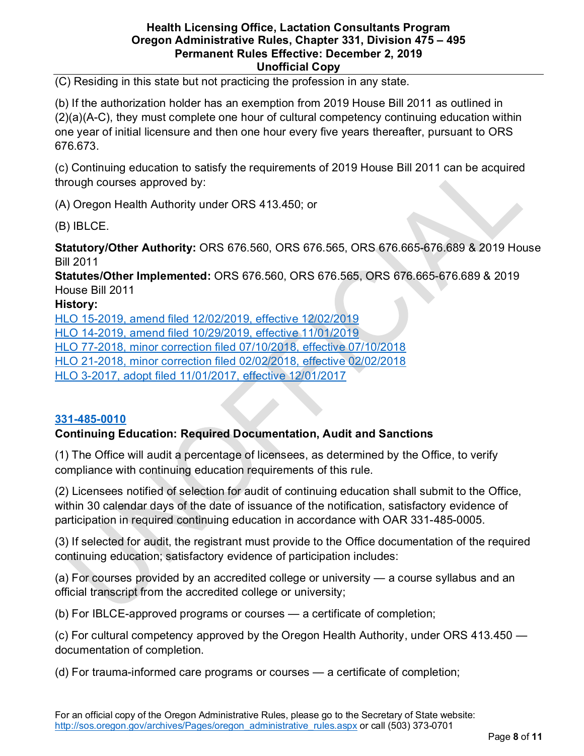(C) Residing in this state but not practicing the profession in any state.

(b) If the authorization holder has an exemption from 2019 House Bill 2011 as outlined in (2)(a)(A-C), they must complete one hour of cultural competency continuing education within one year of initial licensure and then one hour every five years thereafter, pursuant to ORS 676.673.

(c) Continuing education to satisfy the requirements of 2019 House Bill 2011 can be acquired through courses approved by:

(A) Oregon Health Authority under ORS 413.450; or

(B) IBLCE.

**Statutory/Other Authority:** ORS 676.560, ORS 676.565, ORS 676.665-676.689 & 2019 House Bill 2011
**Statutes/Other Implemented:** ORS 676.560, ORS 676.565, ORS 676.665-676.689 & 2019 House Bill 2011
**History:**
HLO 15-2019, amend filed 12/02/2019, effective 12/02/2019
HLO 14-2019, amend filed 10/29/2019, effective 11/01/2019
HLO 77-2018, minor correction filed 07/10/2018, effective 07/10/2018
HLO 21-2018, minor correction filed 02/02/2018, effective 02/02/2018
HLO 3-2017, adopt filed 11/01/2017, effective 12/01/2017

### 331-485-0010

**Continuing Education: Required Documentation, Audit and Sanctions**

(1) The Office will audit a percentage of licensees, as determined by the Office, to verify compliance with continuing education requirements of this rule.

(2) Licensees notified of selection for audit of continuing education shall submit to the Office, within 30 calendar days of the date of issuance of the notification, satisfactory evidence of participation in required continuing education in accordance with OAR 331-485-0005.

(3) If selected for audit, the registrant must provide to the Office documentation of the required continuing education; satisfactory evidence of participation includes:

(a) For courses provided by an accredited college or university — a course syllabus and an official transcript from the accredited college or university;

(b) For IBLCE-approved programs or courses — a certificate of completion;

(c) For cultural competency approved by the Oregon Health Authority, under ORS 413.450 — documentation of completion.

(d) For trauma-informed care programs or courses — a certificate of completion;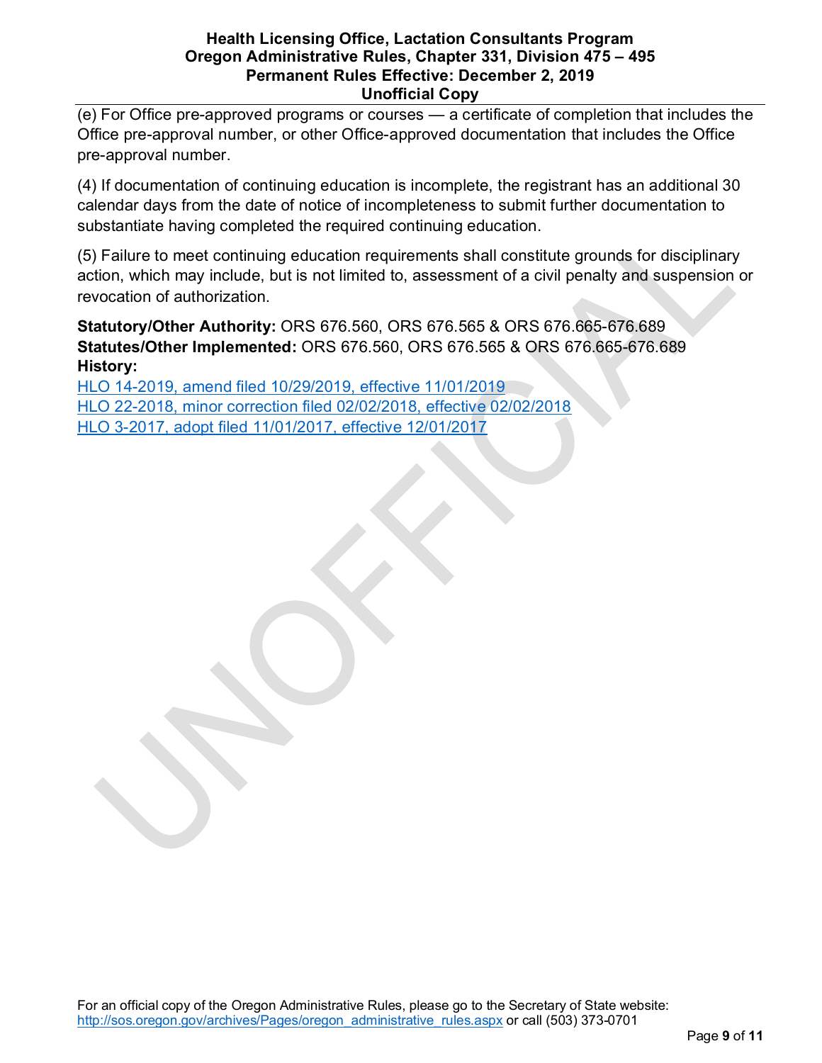(e) For Office pre-approved programs or courses — a certificate of completion that includes the Office pre-approval number, or other Office-approved documentation that includes the Office pre-approval number.

(4) If documentation of continuing education is incomplete, the registrant has an additional 30 calendar days from the date of notice of incompleteness to submit further documentation to substantiate having completed the required continuing education.

(5) Failure to meet continuing education requirements shall constitute grounds for disciplinary action, which may include, but is not limited to, assessment of a civil penalty and suspension or revocation of authorization.

**Statutory/Other Authority:** ORS 676.560, ORS 676.565 & ORS 676.665-676.689
**Statutes/Other Implemented:** ORS 676.560, ORS 676.565 & ORS 676.665-676.689
**History:**
HLO 14-2019, amend filed 10/29/2019, effective 11/01/2019
HLO 22-2018, minor correction filed 02/02/2018, effective 02/02/2018
HLO 3-2017, adopt filed 11/01/2017, effective 12/01/2017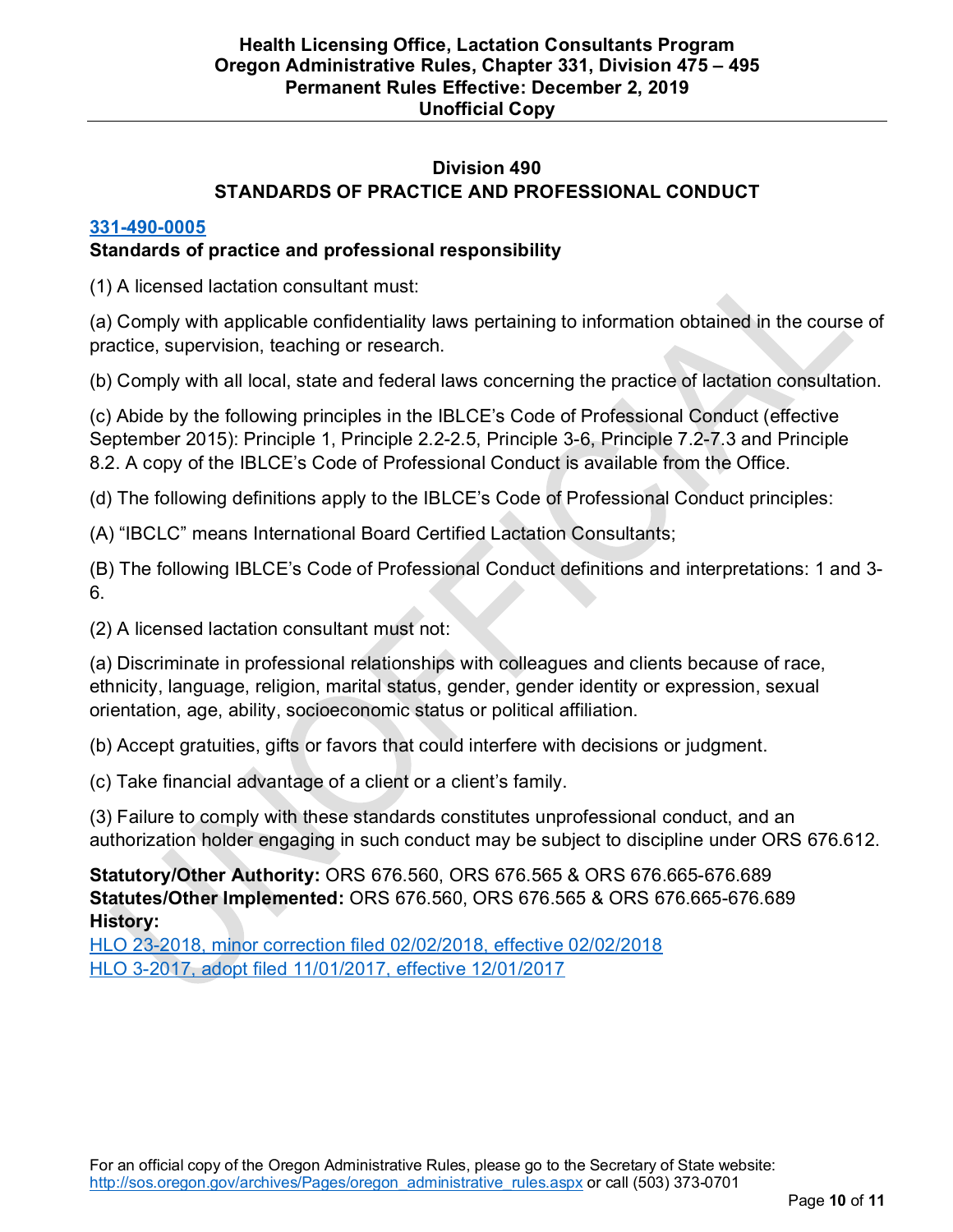## Division 490
## STANDARDS OF PRACTICE AND PROFESSIONAL CONDUCT

### 331-490-0005
**Standards of practice and professional responsibility**

(1) A licensed lactation consultant must:

(a) Comply with applicable confidentiality laws pertaining to information obtained in the course of practice, supervision, teaching or research.

(b) Comply with all local, state and federal laws concerning the practice of lactation consultation.

(c) Abide by the following principles in the IBLCE's Code of Professional Conduct (effective September 2015): Principle 1, Principle 2.2-2.5, Principle 3-6, Principle 7.2-7.3 and Principle 8.2. A copy of the IBLCE's Code of Professional Conduct is available from the Office.

(d) The following definitions apply to the IBLCE's Code of Professional Conduct principles:

(A) "IBCLC" means International Board Certified Lactation Consultants;

(B) The following IBLCE's Code of Professional Conduct definitions and interpretations: 1 and 3-6.

(2) A licensed lactation consultant must not:

(a) Discriminate in professional relationships with colleagues and clients because of race, ethnicity, language, religion, marital status, gender, gender identity or expression, sexual orientation, age, ability, socioeconomic status or political affiliation.

(b) Accept gratuities, gifts or favors that could interfere with decisions or judgment.

(c) Take financial advantage of a client or a client's family.

(3) Failure to comply with these standards constitutes unprofessional conduct, and an authorization holder engaging in such conduct may be subject to discipline under ORS 676.612.

**Statutory/Other Authority:** ORS 676.560, ORS 676.565 & ORS 676.665-676.689
**Statutes/Other Implemented:** ORS 676.560, ORS 676.565 & ORS 676.665-676.689
**History:**
HLO 23-2018, minor correction filed 02/02/2018, effective 02/02/2018
HLO 3-2017, adopt filed 11/01/2017, effective 12/01/2017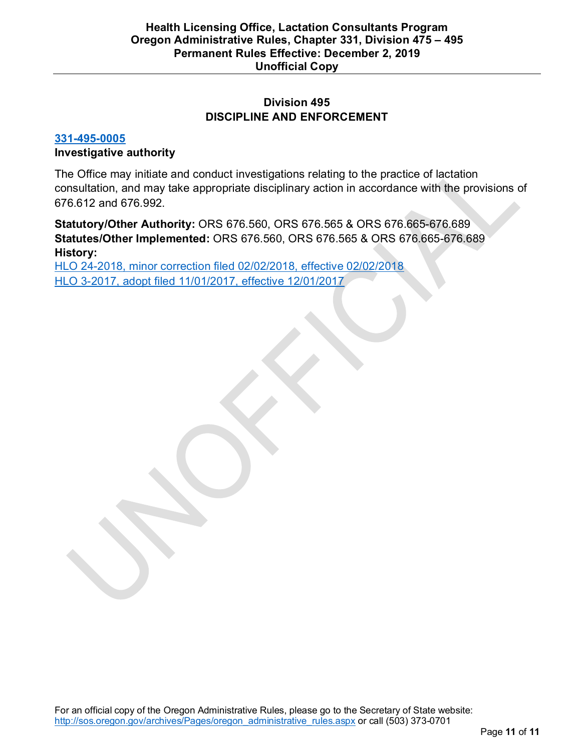# Division 495
# DISCIPLINE AND ENFORCEMENT

### 331-495-0005

**Investigative authority**

The Office may initiate and conduct investigations relating to the practice of lactation consultation, and may take appropriate disciplinary action in accordance with the provisions of 676.612 and 676.992.

**Statutory/Other Authority:** ORS 676.560, ORS 676.565 & ORS 676.665-676.689
**Statutes/Other Implemented:** ORS 676.560, ORS 676.565 & ORS 676.665-676.689
**History:**
HLO 24-2018, minor correction filed 02/02/2018, effective 02/02/2018
HLO 3-2017, adopt filed 11/01/2017, effective 12/01/2017

For an official copy of the Oregon Administrative Rules, please go to the Secretary of State website: http://sos.oregon.gov/archives/Pages/oregon_administrative_rules.aspx or call (503) 373-0701